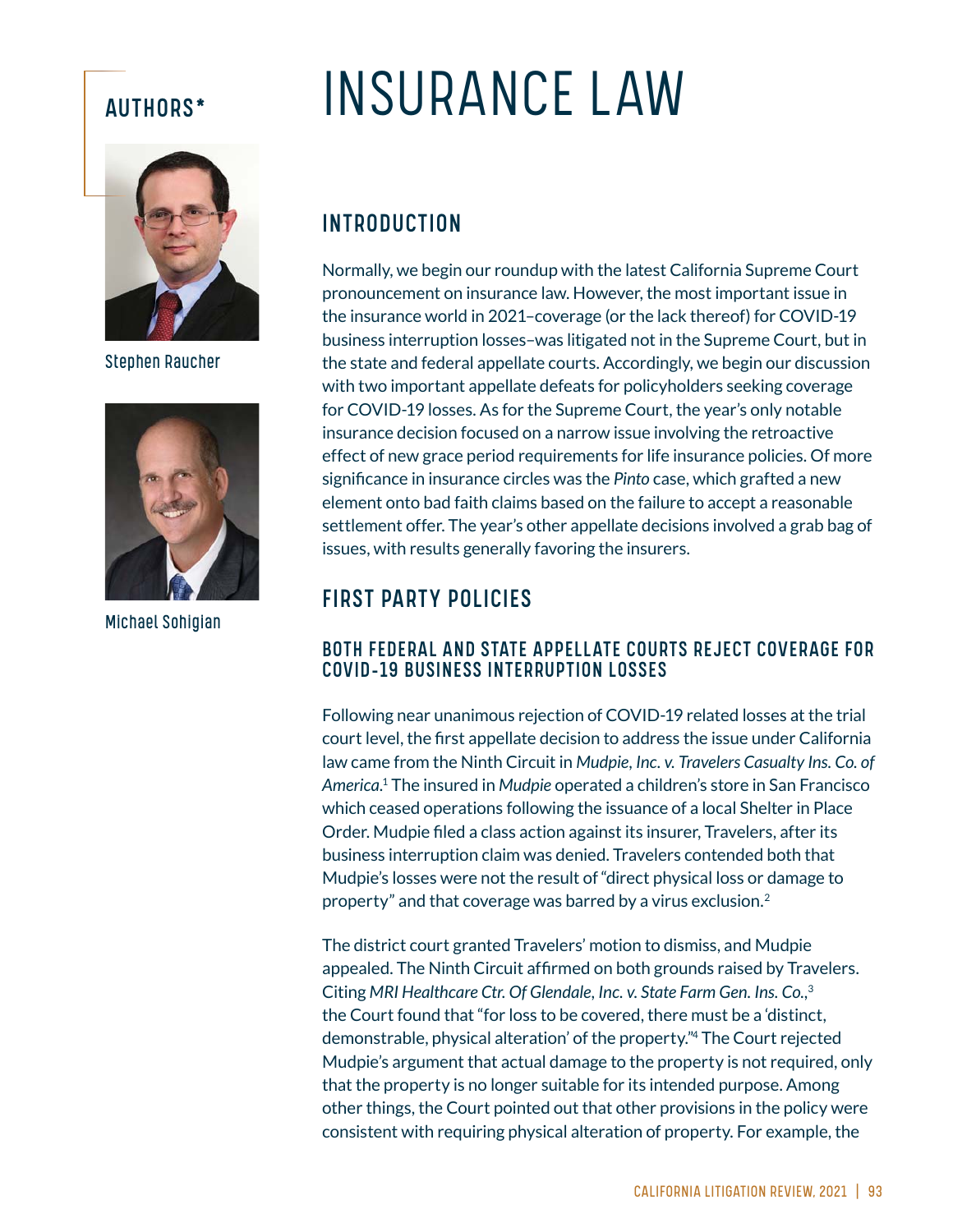**AUTHORS***

Stephen Raucher

Michael Sohigian

# INSURANCE LAW

## INTRODUCTION

Normally, we begin our roundup with the latest California Supreme Court pronouncement on insurance law. However, the most important issue in the insurance world in 2021–coverage (or the lack thereof) for COVID-19 business interruption losses–was litigated not in the Supreme Court, but in the state and federal appellate courts. Accordingly, we begin our discussion with two important appellate defeats for policyholders seeking coverage for COVID-19 losses. As for the Supreme Court, the year's only notable insurance decision focused on a narrow issue involving the retroactive effect of new grace period requirements for life insurance policies. Of more significance in insurance circles was the *Pinto* case, which grafted a new element onto bad faith claims based on the failure to accept a reasonable settlement offer. The year's other appellate decisions involved a grab bag of issues, with results generally favoring the insurers.

## FIRST PARTY POLICIES

### BOTH FEDERAL AND STATE APPELLATE COURTS REJECT COVERAGE FOR COVID-19 BUSINESS INTERRUPTION LOSSES

Following near unanimous rejection of COVID-19 related losses at the trial court level, the first appellate decision to address the issue under California law came from the Ninth Circuit in *Mudpie, Inc. v. Travelers Casualty Ins. Co. of America*.[1] The insured in *Mudpie* operated a children's store in San Francisco which ceased operations following the issuance of a local Shelter in Place Order. Mudpie filed a class action against its insurer, Travelers, after its business interruption claim was denied. Travelers contended both that Mudpie's losses were not the result of "direct physical loss or damage to property" and that coverage was barred by a virus exclusion.[2]

The district court granted Travelers' motion to dismiss, and Mudpie appealed. The Ninth Circuit affirmed on both grounds raised by Travelers. Citing *MRI Healthcare Ctr. Of Glendale, Inc. v. State Farm Gen. Ins. Co.*,[3] the Court found that "for loss to be covered, there must be a 'distinct, demonstrable, physical alteration' of the property."[4] The Court rejected Mudpie's argument that actual damage to the property is not required, only that the property is no longer suitable for its intended purpose. Among other things, the Court pointed out that other provisions in the policy were consistent with requiring physical alteration of property. For example, the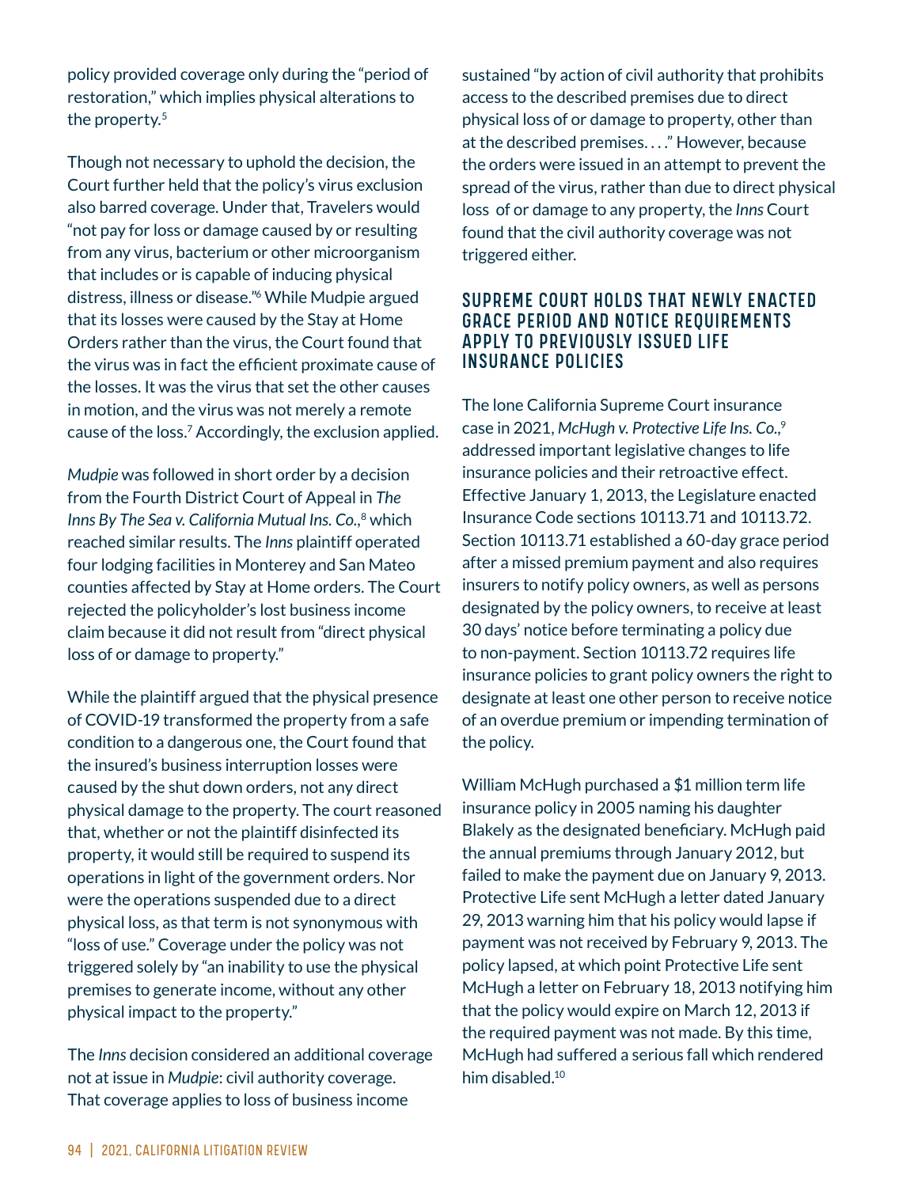policy provided coverage only during the "period of restoration," which implies physical alterations to the property.[5]

Though not necessary to uphold the decision, the Court further held that the policy's virus exclusion also barred coverage. Under that, Travelers would "not pay for loss or damage caused by or resulting from any virus, bacterium or other microorganism that includes or is capable of inducing physical distress, illness or disease."[6] While Mudpie argued that its losses were caused by the Stay at Home Orders rather than the virus, the Court found that the virus was in fact the efficient proximate cause of the losses. It was the virus that set the other causes in motion, and the virus was not merely a remote cause of the loss.[7] Accordingly, the exclusion applied.

*Mudpie* was followed in short order by a decision from the Fourth District Court of Appeal in *The Inns By The Sea v. California Mutual Ins. Co.*,[8] which reached similar results. The *Inns* plaintiff operated four lodging facilities in Monterey and San Mateo counties affected by Stay at Home orders. The Court rejected the policyholder's lost business income claim because it did not result from "direct physical loss of or damage to property."

While the plaintiff argued that the physical presence of COVID-19 transformed the property from a safe condition to a dangerous one, the Court found that the insured's business interruption losses were caused by the shut down orders, not any direct physical damage to the property. The court reasoned that, whether or not the plaintiff disinfected its property, it would still be required to suspend its operations in light of the government orders. Nor were the operations suspended due to a direct physical loss, as that term is not synonymous with "loss of use." Coverage under the policy was not triggered solely by "an inability to use the physical premises to generate income, without any other physical impact to the property."

The *Inns* decision considered an additional coverage not at issue in *Mudpie*: civil authority coverage. That coverage applies to loss of business income sustained "by action of civil authority that prohibits access to the described premises due to direct physical loss of or damage to property, other than at the described premises. . . ." However, because the orders were issued in an attempt to prevent the spread of the virus, rather than due to direct physical loss of or damage to any property, the *Inns* Court found that the civil authority coverage was not triggered either.

## SUPREME COURT HOLDS THAT NEWLY ENACTED GRACE PERIOD AND NOTICE REQUIREMENTS APPLY TO PREVIOUSLY ISSUED LIFE INSURANCE POLICIES

The lone California Supreme Court insurance case in 2021, *McHugh v. Protective Life Ins. Co.*,[9] addressed important legislative changes to life insurance policies and their retroactive effect. Effective January 1, 2013, the Legislature enacted Insurance Code sections 10113.71 and 10113.72. Section 10113.71 established a 60-day grace period after a missed premium payment and also requires insurers to notify policy owners, as well as persons designated by the policy owners, to receive at least 30 days' notice before terminating a policy due to non-payment. Section 10113.72 requires life insurance policies to grant policy owners the right to designate at least one other person to receive notice of an overdue premium or impending termination of the policy.

William McHugh purchased a $1 million term life insurance policy in 2005 naming his daughter Blakely as the designated beneficiary. McHugh paid the annual premiums through January 2012, but failed to make the payment due on January 9, 2013. Protective Life sent McHugh a letter dated January 29, 2013 warning him that his policy would lapse if payment was not received by February 9, 2013. The policy lapsed, at which point Protective Life sent McHugh a letter on February 18, 2013 notifying him that the policy would expire on March 12, 2013 if the required payment was not made. By this time, McHugh had suffered a serious fall which rendered him disabled.[10]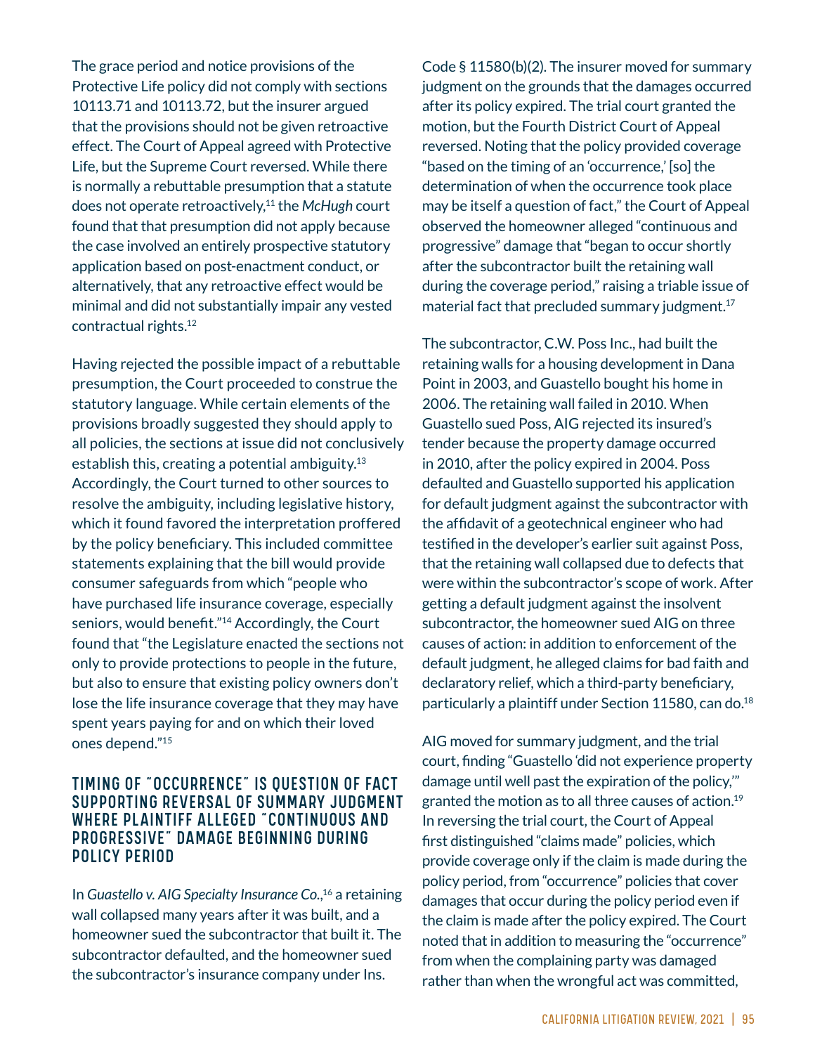The grace period and notice provisions of the Protective Life policy did not comply with sections 10113.71 and 10113.72, but the insurer argued that the provisions should not be given retroactive effect. The Court of Appeal agreed with Protective Life, but the Supreme Court reversed. While there is normally a rebuttable presumption that a statute does not operate retroactively,[11] the *McHugh* court found that that presumption did not apply because the case involved an entirely prospective statutory application based on post-enactment conduct, or alternatively, that any retroactive effect would be minimal and did not substantially impair any vested contractual rights.[12]

Having rejected the possible impact of a rebuttable presumption, the Court proceeded to construe the statutory language. While certain elements of the provisions broadly suggested they should apply to all policies, the sections at issue did not conclusively establish this, creating a potential ambiguity.[13] Accordingly, the Court turned to other sources to resolve the ambiguity, including legislative history, which it found favored the interpretation proffered by the policy beneficiary. This included committee statements explaining that the bill would provide consumer safeguards from which "people who have purchased life insurance coverage, especially seniors, would benefit."[14] Accordingly, the Court found that "the Legislature enacted the sections not only to provide protections to people in the future, but also to ensure that existing policy owners don't lose the life insurance coverage that they may have spent years paying for and on which their loved ones depend."[15]

## TIMING OF "OCCURRENCE" IS QUESTION OF FACT SUPPORTING REVERSAL OF SUMMARY JUDGMENT WHERE PLAINTIFF ALLEGED "CONTINUOUS AND PROGRESSIVE" DAMAGE BEGINNING DURING POLICY PERIOD

In *Guastello v. AIG Specialty Insurance Co.*,[16] a retaining wall collapsed many years after it was built, and a homeowner sued the subcontractor that built it. The subcontractor defaulted, and the homeowner sued the subcontractor's insurance company under Ins. Code § 11580(b)(2). The insurer moved for summary judgment on the grounds that the damages occurred after its policy expired. The trial court granted the motion, but the Fourth District Court of Appeal reversed. Noting that the policy provided coverage "based on the timing of an 'occurrence,' [so] the determination of when the occurrence took place may be itself a question of fact," the Court of Appeal observed the homeowner alleged "continuous and progressive" damage that "began to occur shortly after the subcontractor built the retaining wall during the coverage period," raising a triable issue of material fact that precluded summary judgment.[17]

The subcontractor, C.W. Poss Inc., had built the retaining walls for a housing development in Dana Point in 2003, and Guastello bought his home in 2006. The retaining wall failed in 2010. When Guastello sued Poss, AIG rejected its insured's tender because the property damage occurred in 2010, after the policy expired in 2004. Poss defaulted and Guastello supported his application for default judgment against the subcontractor with the affidavit of a geotechnical engineer who had testified in the developer's earlier suit against Poss, that the retaining wall collapsed due to defects that were within the subcontractor's scope of work. After getting a default judgment against the insolvent subcontractor, the homeowner sued AIG on three causes of action: in addition to enforcement of the default judgment, he alleged claims for bad faith and declaratory relief, which a third-party beneficiary, particularly a plaintiff under Section 11580, can do.[18]

AIG moved for summary judgment, and the trial court, finding "Guastello 'did not experience property damage until well past the expiration of the policy,'" granted the motion as to all three causes of action.[19] In reversing the trial court, the Court of Appeal first distinguished "claims made" policies, which provide coverage only if the claim is made during the policy period, from "occurrence" policies that cover damages that occur during the policy period even if the claim is made after the policy expired. The Court noted that in addition to measuring the "occurrence" from when the complaining party was damaged rather than when the wrongful act was committed,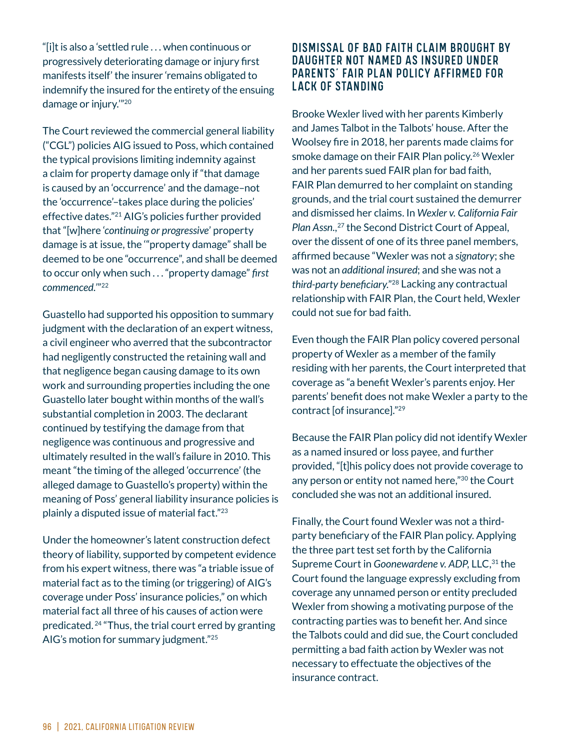"[i]t is also a 'settled rule . . . when continuous or progressively deteriorating damage or injury first manifests itself' the insurer 'remains obligated to indemnify the insured for the entirety of the ensuing damage or injury.'"[20]

The Court reviewed the commercial general liability ("CGL") policies AIG issued to Poss, which contained the typical provisions limiting indemnity against a claim for property damage only if "that damage is caused by an 'occurrence' and the damage–not the 'occurrence'–takes place during the policies' effective dates."[21] AIG's policies further provided that "[w]here '*continuing or progressive*' property damage is at issue, the '"property damage" shall be deemed to be one "occurrence", and shall be deemed to occur only when such . . . "property damage" *first commenced*.'"[22]

Guastello had supported his opposition to summary judgment with the declaration of an expert witness, a civil engineer who averred that the subcontractor had negligently constructed the retaining wall and that negligence began causing damage to its own work and surrounding properties including the one Guastello later bought within months of the wall's substantial completion in 2003. The declarant continued by testifying the damage from that negligence was continuous and progressive and ultimately resulted in the wall's failure in 2010. This meant "the timing of the alleged 'occurrence' (the alleged damage to Guastello's property) within the meaning of Poss' general liability insurance policies is plainly a disputed issue of material fact."[23]

Under the homeowner's latent construction defect theory of liability, supported by competent evidence from his expert witness, there was "a triable issue of material fact as to the timing (or triggering) of AIG's coverage under Poss' insurance policies," on which material fact all three of his causes of action were predicated.[24] "Thus, the trial court erred by granting AIG's motion for summary judgment."[25]

## DISMISSAL OF BAD FAITH CLAIM BROUGHT BY DAUGHTER NOT NAMED AS INSURED UNDER PARENTS' FAIR PLAN POLICY AFFIRMED FOR LACK OF STANDING

Brooke Wexler lived with her parents Kimberly and James Talbot in the Talbots' house. After the Woolsey fire in 2018, her parents made claims for smoke damage on their FAIR Plan policy.[26] Wexler and her parents sued FAIR plan for bad faith, FAIR Plan demurred to her complaint on standing grounds, and the trial court sustained the demurrer and dismissed her claims. In *Wexler v. California Fair Plan Assn.*,[27] the Second District Court of Appeal, over the dissent of one of its three panel members, affirmed because "Wexler was not a *signatory*; she was not an *additional insured*; and she was not a *third-party beneficiary*."[28] Lacking any contractual relationship with FAIR Plan, the Court held, Wexler could not sue for bad faith.

Even though the FAIR Plan policy covered personal property of Wexler as a member of the family residing with her parents, the Court interpreted that coverage as "a benefit Wexler's parents enjoy. Her parents' benefit does not make Wexler a party to the contract [of insurance]."[29]

Because the FAIR Plan policy did not identify Wexler as a named insured or loss payee, and further provided, "[t]his policy does not provide coverage to any person or entity not named here,"[30] the Court concluded she was not an additional insured.

Finally, the Court found Wexler was not a third-party beneficiary of the FAIR Plan policy. Applying the three part test set forth by the California Supreme Court in *Goonewardene v. ADP*, LLC,[31] the Court found the language expressly excluding from coverage any unnamed person or entity precluded Wexler from showing a motivating purpose of the contracting parties was to benefit her. And since the Talbots could and did sue, the Court concluded permitting a bad faith action by Wexler was not necessary to effectuate the objectives of the insurance contract.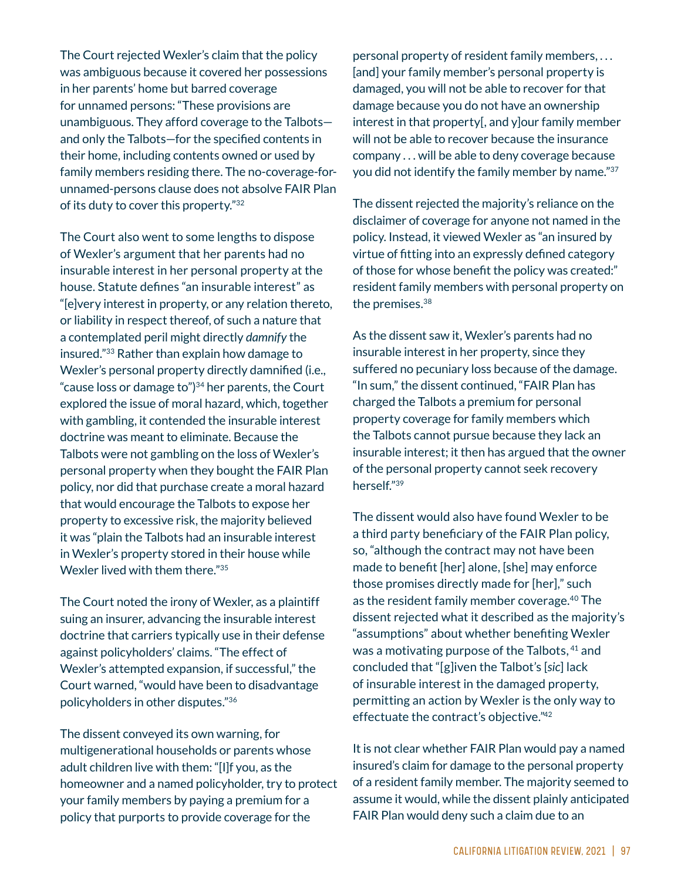The Court rejected Wexler's claim that the policy was ambiguous because it covered her possessions in her parents' home but barred coverage for unnamed persons: "These provisions are unambiguous. They afford coverage to the Talbots—and only the Talbots—for the specified contents in their home, including contents owned or used by family members residing there. The no-coverage-for-unnamed-persons clause does not absolve FAIR Plan of its duty to cover this property."[32]

The Court also went to some lengths to dispose of Wexler's argument that her parents had no insurable interest in her personal property at the house. Statute defines "an insurable interest" as "[e]very interest in property, or any relation thereto, or liability in respect thereof, of such a nature that a contemplated peril might directly *damnify* the insured."[33] Rather than explain how damage to Wexler's personal property directly damnified (i.e., "cause loss or damage to")[34] her parents, the Court explored the issue of moral hazard, which, together with gambling, it contended the insurable interest doctrine was meant to eliminate. Because the Talbots were not gambling on the loss of Wexler's personal property when they bought the FAIR Plan policy, nor did that purchase create a moral hazard that would encourage the Talbots to expose her property to excessive risk, the majority believed it was "plain the Talbots had an insurable interest in Wexler's property stored in their house while Wexler lived with them there."[35]

The Court noted the irony of Wexler, as a plaintiff suing an insurer, advancing the insurable interest doctrine that carriers typically use in their defense against policyholders' claims. "The effect of Wexler's attempted expansion, if successful," the Court warned, "would have been to disadvantage policyholders in other disputes."[36]

The dissent conveyed its own warning, for multigenerational households or parents whose adult children live with them: "[I]f you, as the homeowner and a named policyholder, try to protect your family members by paying a premium for a policy that purports to provide coverage for the personal property of resident family members, . . . [and] your family member's personal property is damaged, you will not be able to recover for that damage because you do not have an ownership interest in that property[, and y]our family member will not be able to recover because the insurance company . . . will be able to deny coverage because you did not identify the family member by name."[37]

The dissent rejected the majority's reliance on the disclaimer of coverage for anyone not named in the policy. Instead, it viewed Wexler as "an insured by virtue of fitting into an expressly defined category of those for whose benefit the policy was created:" resident family members with personal property on the premises.[38]

As the dissent saw it, Wexler's parents had no insurable interest in her property, since they suffered no pecuniary loss because of the damage. "In sum," the dissent continued, "FAIR Plan has charged the Talbots a premium for personal property coverage for family members which the Talbots cannot pursue because they lack an insurable interest; it then has argued that the owner of the personal property cannot seek recovery herself."[39]

The dissent would also have found Wexler to be a third party beneficiary of the FAIR Plan policy, so, "although the contract may not have been made to benefit [her] alone, [she] may enforce those promises directly made for [her]," such as the resident family member coverage.[40] The dissent rejected what it described as the majority's "assumptions" about whether benefiting Wexler was a motivating purpose of the Talbots,[41] and concluded that "[g]iven the Talbot's [*sic*] lack of insurable interest in the damaged property, permitting an action by Wexler is the only way to effectuate the contract's objective."[42]

It is not clear whether FAIR Plan would pay a named insured's claim for damage to the personal property of a resident family member. The majority seemed to assume it would, while the dissent plainly anticipated FAIR Plan would deny such a claim due to an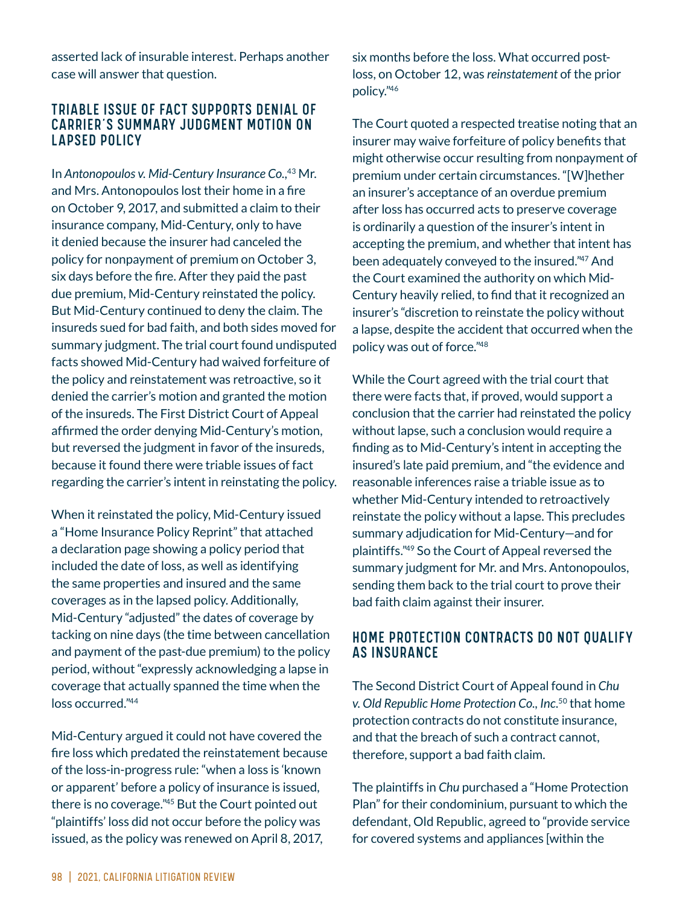asserted lack of insurable interest. Perhaps another case will answer that question.

## TRIABLE ISSUE OF FACT SUPPORTS DENIAL OF CARRIER'S SUMMARY JUDGMENT MOTION ON LAPSED POLICY

In *Antonopoulos v. Mid-Century Insurance Co.*,[43] Mr. and Mrs. Antonopoulos lost their home in a fire on October 9, 2017, and submitted a claim to their insurance company, Mid-Century, only to have it denied because the insurer had canceled the policy for nonpayment of premium on October 3, six days before the fire. After they paid the past due premium, Mid-Century reinstated the policy. But Mid-Century continued to deny the claim. The insureds sued for bad faith, and both sides moved for summary judgment. The trial court found undisputed facts showed Mid-Century had waived forfeiture of the policy and reinstatement was retroactive, so it denied the carrier's motion and granted the motion of the insureds. The First District Court of Appeal affirmed the order denying Mid-Century's motion, but reversed the judgment in favor of the insureds, because it found there were triable issues of fact regarding the carrier's intent in reinstating the policy.

When it reinstated the policy, Mid-Century issued a "Home Insurance Policy Reprint" that attached a declaration page showing a policy period that included the date of loss, as well as identifying the same properties and insured and the same coverages as in the lapsed policy. Additionally, Mid-Century "adjusted" the dates of coverage by tacking on nine days (the time between cancellation and payment of the past-due premium) to the policy period, without "expressly acknowledging a lapse in coverage that actually spanned the time when the loss occurred."[44]

Mid-Century argued it could not have covered the fire loss which predated the reinstatement because of the loss-in-progress rule: "when a loss is 'known or apparent' before a policy of insurance is issued, there is no coverage."[45] But the Court pointed out "plaintiffs' loss did not occur before the policy was issued, as the policy was renewed on April 8, 2017, six months before the loss. What occurred post-loss, on October 12, was *reinstatement* of the prior policy."[46]

The Court quoted a respected treatise noting that an insurer may waive forfeiture of policy benefits that might otherwise occur resulting from nonpayment of premium under certain circumstances. "[W]hether an insurer's acceptance of an overdue premium after loss has occurred acts to preserve coverage is ordinarily a question of the insurer's intent in accepting the premium, and whether that intent has been adequately conveyed to the insured."[47] And the Court examined the authority on which Mid-Century heavily relied, to find that it recognized an insurer's "discretion to reinstate the policy without a lapse, despite the accident that occurred when the policy was out of force."[48]

While the Court agreed with the trial court that there were facts that, if proved, would support a conclusion that the carrier had reinstated the policy without lapse, such a conclusion would require a finding as to Mid-Century's intent in accepting the insured's late paid premium, and "the evidence and reasonable inferences raise a triable issue as to whether Mid-Century intended to retroactively reinstate the policy without a lapse. This precludes summary adjudication for Mid-Century—and for plaintiffs."[49] So the Court of Appeal reversed the summary judgment for Mr. and Mrs. Antonopoulos, sending them back to the trial court to prove their bad faith claim against their insurer.

## HOME PROTECTION CONTRACTS DO NOT QUALIFY AS INSURANCE

The Second District Court of Appeal found in *Chu v. Old Republic Home Protection Co., Inc.*[50] that home protection contracts do not constitute insurance, and that the breach of such a contract cannot, therefore, support a bad faith claim.

The plaintiffs in *Chu* purchased a "Home Protection Plan" for their condominium, pursuant to which the defendant, Old Republic, agreed to "provide service for covered systems and appliances [within the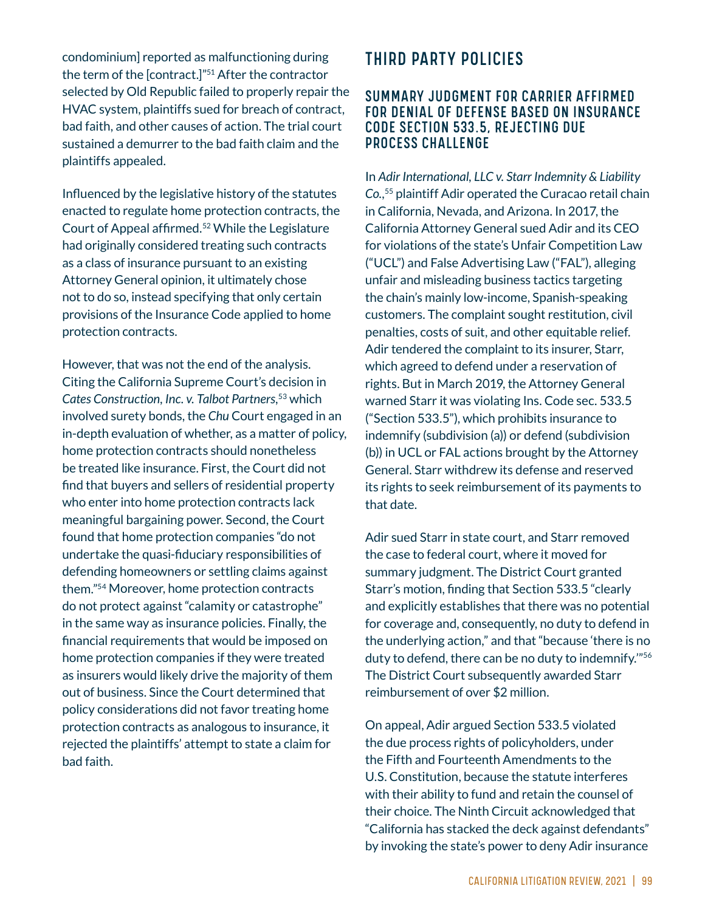condominium] reported as malfunctioning during the term of the [contract.]"[51] After the contractor selected by Old Republic failed to properly repair the HVAC system, plaintiffs sued for breach of contract, bad faith, and other causes of action. The trial court sustained a demurrer to the bad faith claim and the plaintiffs appealed.

Influenced by the legislative history of the statutes enacted to regulate home protection contracts, the Court of Appeal affirmed.[52] While the Legislature had originally considered treating such contracts as a class of insurance pursuant to an existing Attorney General opinion, it ultimately chose not to do so, instead specifying that only certain provisions of the Insurance Code applied to home protection contracts.

However, that was not the end of the analysis. Citing the California Supreme Court's decision in *Cates Construction, Inc. v. Talbot Partners*,[53] which involved surety bonds, the *Chu* Court engaged in an in-depth evaluation of whether, as a matter of policy, home protection contracts should nonetheless be treated like insurance. First, the Court did not find that buyers and sellers of residential property who enter into home protection contracts lack meaningful bargaining power. Second, the Court found that home protection companies "do not undertake the quasi-fiduciary responsibilities of defending homeowners or settling claims against them."[54] Moreover, home protection contracts do not protect against "calamity or catastrophe" in the same way as insurance policies. Finally, the financial requirements that would be imposed on home protection companies if they were treated as insurers would likely drive the majority of them out of business. Since the Court determined that policy considerations did not favor treating home protection contracts as analogous to insurance, it rejected the plaintiffs' attempt to state a claim for bad faith.

## THIRD PARTY POLICIES

### SUMMARY JUDGMENT FOR CARRIER AFFIRMED FOR DENIAL OF DEFENSE BASED ON INSURANCE CODE SECTION 533.5, REJECTING DUE PROCESS CHALLENGE

In *Adir International, LLC v. Starr Indemnity & Liability Co.*,[55] plaintiff Adir operated the Curacao retail chain in California, Nevada, and Arizona. In 2017, the California Attorney General sued Adir and its CEO for violations of the state's Unfair Competition Law ("UCL") and False Advertising Law ("FAL"), alleging unfair and misleading business tactics targeting the chain's mainly low-income, Spanish-speaking customers. The complaint sought restitution, civil penalties, costs of suit, and other equitable relief. Adir tendered the complaint to its insurer, Starr, which agreed to defend under a reservation of rights. But in March 2019, the Attorney General warned Starr it was violating Ins. Code sec. 533.5 ("Section 533.5"), which prohibits insurance to indemnify (subdivision (a)) or defend (subdivision (b)) in UCL or FAL actions brought by the Attorney General. Starr withdrew its defense and reserved its rights to seek reimbursement of its payments to that date.

Adir sued Starr in state court, and Starr removed the case to federal court, where it moved for summary judgment. The District Court granted Starr's motion, finding that Section 533.5 "clearly and explicitly establishes that there was no potential for coverage and, consequently, no duty to defend in the underlying action," and that "because 'there is no duty to defend, there can be no duty to indemnify.'"[56] The District Court subsequently awarded Starr reimbursement of over $2 million.

On appeal, Adir argued Section 533.5 violated the due process rights of policyholders, under the Fifth and Fourteenth Amendments to the U.S. Constitution, because the statute interferes with their ability to fund and retain the counsel of their choice. The Ninth Circuit acknowledged that "California has stacked the deck against defendants" by invoking the state's power to deny Adir insurance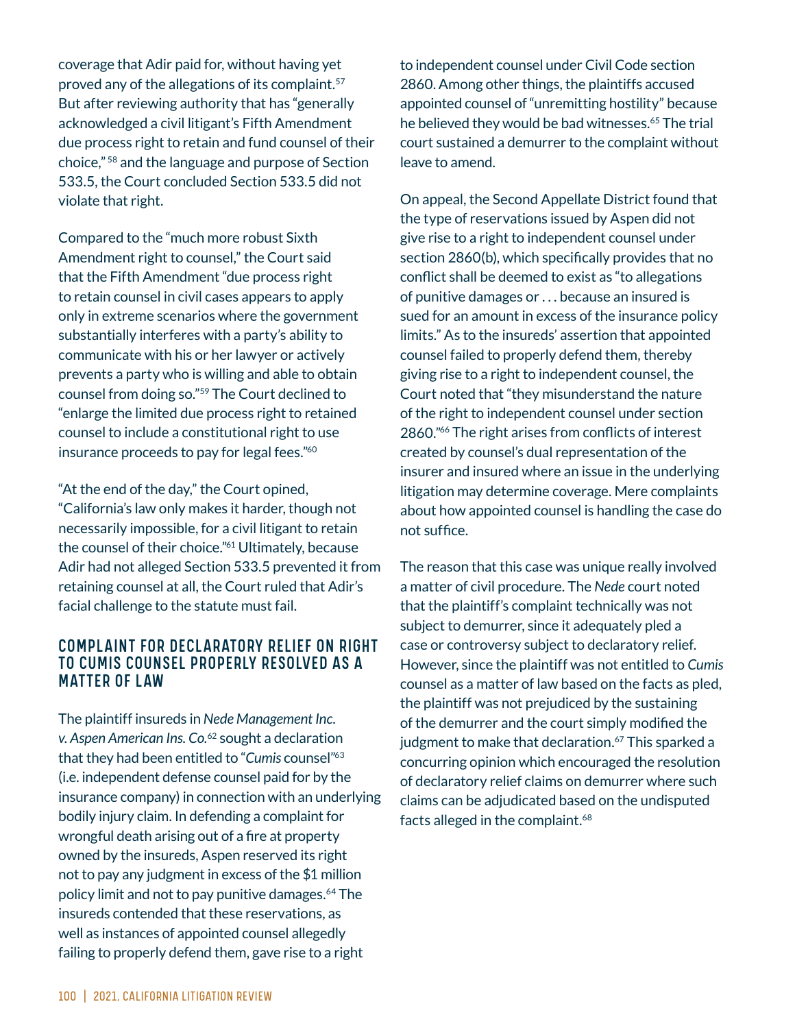coverage that Adir paid for, without having yet proved any of the allegations of its complaint.[57] But after reviewing authority that has "generally acknowledged a civil litigant's Fifth Amendment due process right to retain and fund counsel of their choice,"[58] and the language and purpose of Section 533.5, the Court concluded Section 533.5 did not violate that right.

Compared to the "much more robust Sixth Amendment right to counsel," the Court said that the Fifth Amendment "due process right to retain counsel in civil cases appears to apply only in extreme scenarios where the government substantially interferes with a party's ability to communicate with his or her lawyer or actively prevents a party who is willing and able to obtain counsel from doing so."[59] The Court declined to "enlarge the limited due process right to retained counsel to include a constitutional right to use insurance proceeds to pay for legal fees."[60]

"At the end of the day," the Court opined, "California's law only makes it harder, though not necessarily impossible, for a civil litigant to retain the counsel of their choice."[61] Ultimately, because Adir had not alleged Section 533.5 prevented it from retaining counsel at all, the Court ruled that Adir's facial challenge to the statute must fail.

### COMPLAINT FOR DECLARATORY RELIEF ON RIGHT TO CUMIS COUNSEL PROPERLY RESOLVED AS A MATTER OF LAW

The plaintiff insureds in *Nede Management Inc. v. Aspen American Ins. Co.*[62] sought a declaration that they had been entitled to "*Cumis* counsel"[63] (i.e. independent defense counsel paid for by the insurance company) in connection with an underlying bodily injury claim. In defending a complaint for wrongful death arising out of a fire at property owned by the insureds, Aspen reserved its right not to pay any judgment in excess of the $1 million policy limit and not to pay punitive damages.[64] The insureds contended that these reservations, as well as instances of appointed counsel allegedly failing to properly defend them, gave rise to a right to independent counsel under Civil Code section 2860. Among other things, the plaintiffs accused appointed counsel of "unremitting hostility" because he believed they would be bad witnesses.[65] The trial court sustained a demurrer to the complaint without leave to amend.

On appeal, the Second Appellate District found that the type of reservations issued by Aspen did not give rise to a right to independent counsel under section 2860(b), which specifically provides that no conflict shall be deemed to exist as "to allegations of punitive damages or . . . because an insured is sued for an amount in excess of the insurance policy limits." As to the insureds' assertion that appointed counsel failed to properly defend them, thereby giving rise to a right to independent counsel, the Court noted that "they misunderstand the nature of the right to independent counsel under section 2860."[66] The right arises from conflicts of interest created by counsel's dual representation of the insurer and insured where an issue in the underlying litigation may determine coverage. Mere complaints about how appointed counsel is handling the case do not suffice.

The reason that this case was unique really involved a matter of civil procedure. The *Nede* court noted that the plaintiff's complaint technically was not subject to demurrer, since it adequately pled a case or controversy subject to declaratory relief. However, since the plaintiff was not entitled to *Cumis* counsel as a matter of law based on the facts as pled, the plaintiff was not prejudiced by the sustaining of the demurrer and the court simply modified the judgment to make that declaration.[67] This sparked a concurring opinion which encouraged the resolution of declaratory relief claims on demurrer where such claims can be adjudicated based on the undisputed facts alleged in the complaint.[68]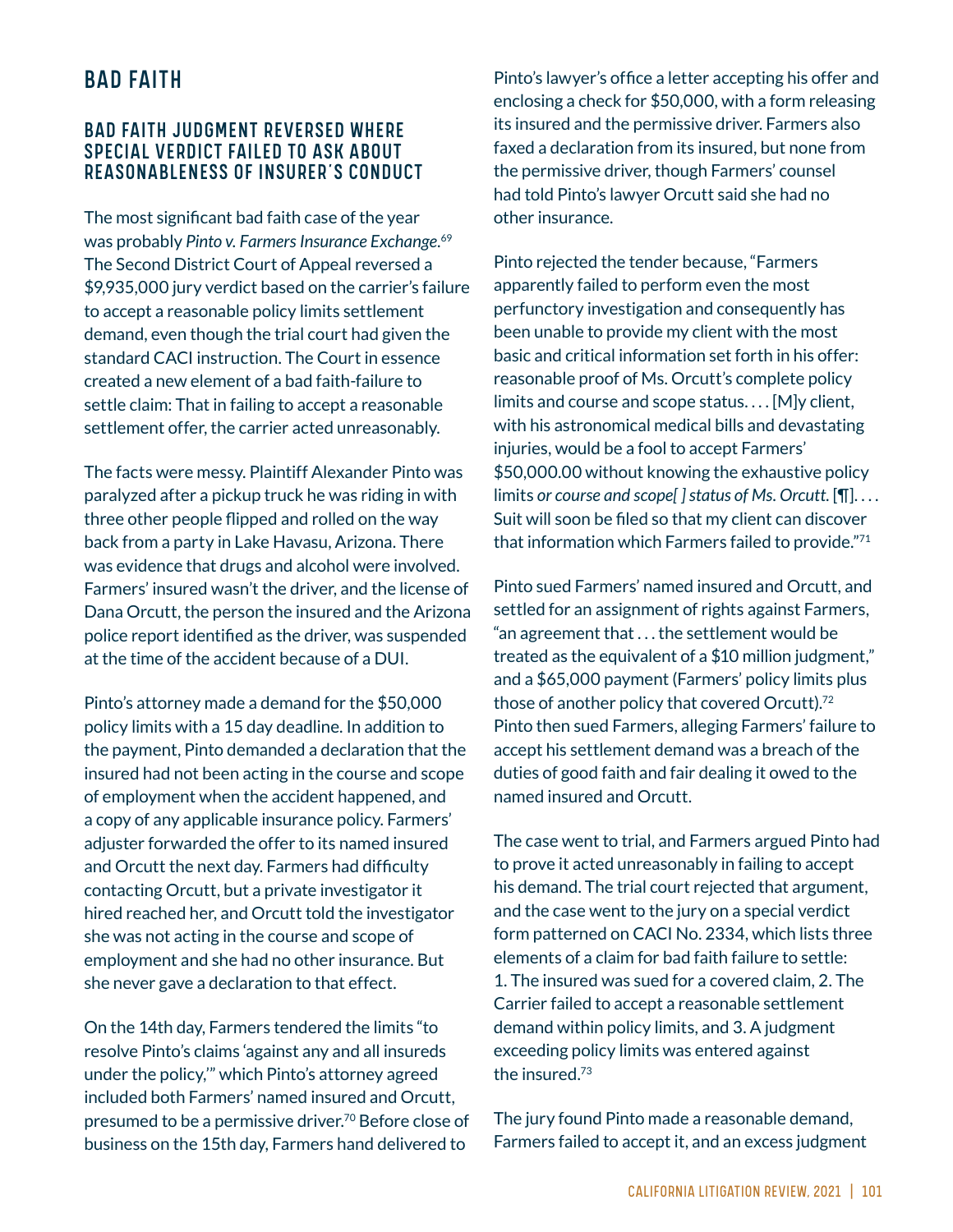# BAD FAITH

## BAD FAITH JUDGMENT REVERSED WHERE SPECIAL VERDICT FAILED TO ASK ABOUT REASONABLENESS OF INSURER'S CONDUCT

The most significant bad faith case of the year was probably *Pinto v. Farmers Insurance Exchange.*[69] The Second District Court of Appeal reversed a $9,935,000 jury verdict based on the carrier's failure to accept a reasonable policy limits settlement demand, even though the trial court had given the standard CACI instruction. The Court in essence created a new element of a bad faith-failure to settle claim: That in failing to accept a reasonable settlement offer, the carrier acted unreasonably.

The facts were messy. Plaintiff Alexander Pinto was paralyzed after a pickup truck he was riding in with three other people flipped and rolled on the way back from a party in Lake Havasu, Arizona. There was evidence that drugs and alcohol were involved. Farmers' insured wasn't the driver, and the license of Dana Orcutt, the person the insured and the Arizona police report identified as the driver, was suspended at the time of the accident because of a DUI.

Pinto's attorney made a demand for the $50,000 policy limits with a 15 day deadline. In addition to the payment, Pinto demanded a declaration that the insured had not been acting in the course and scope of employment when the accident happened, and a copy of any applicable insurance policy. Farmers' adjuster forwarded the offer to its named insured and Orcutt the next day. Farmers had difficulty contacting Orcutt, but a private investigator it hired reached her, and Orcutt told the investigator she was not acting in the course and scope of employment and she had no other insurance. But she never gave a declaration to that effect.

On the 14th day, Farmers tendered the limits "to resolve Pinto's claims 'against any and all insureds under the policy,'" which Pinto's attorney agreed included both Farmers' named insured and Orcutt, presumed to be a permissive driver.[70] Before close of business on the 15th day, Farmers hand delivered to Pinto's lawyer's office a letter accepting his offer and enclosing a check for $50,000, with a form releasing its insured and the permissive driver. Farmers also faxed a declaration from its insured, but none from the permissive driver, though Farmers' counsel had told Pinto's lawyer Orcutt said she had no other insurance.

Pinto rejected the tender because, "Farmers apparently failed to perform even the most perfunctory investigation and consequently has been unable to provide my client with the most basic and critical information set forth in his offer: reasonable proof of Ms. Orcutt's complete policy limits and course and scope status. . . . [M]y client, with his astronomical medical bills and devastating injuries, would be a fool to accept Farmers' $50,000.00 without knowing the exhaustive policy limits *or course and scope[ ] status of Ms. Orcutt.* [¶]. . . . Suit will soon be filed so that my client can discover that information which Farmers failed to provide."[71]

Pinto sued Farmers' named insured and Orcutt, and settled for an assignment of rights against Farmers, "an agreement that . . . the settlement would be treated as the equivalent of a $10 million judgment," and a $65,000 payment (Farmers' policy limits plus those of another policy that covered Orcutt).[72] Pinto then sued Farmers, alleging Farmers' failure to accept his settlement demand was a breach of the duties of good faith and fair dealing it owed to the named insured and Orcutt.

The case went to trial, and Farmers argued Pinto had to prove it acted unreasonably in failing to accept his demand. The trial court rejected that argument, and the case went to the jury on a special verdict form patterned on CACI No. 2334, which lists three elements of a claim for bad faith failure to settle: 1. The insured was sued for a covered claim, 2. The Carrier failed to accept a reasonable settlement demand within policy limits, and 3. A judgment exceeding policy limits was entered against the insured.[73]

The jury found Pinto made a reasonable demand, Farmers failed to accept it, and an excess judgment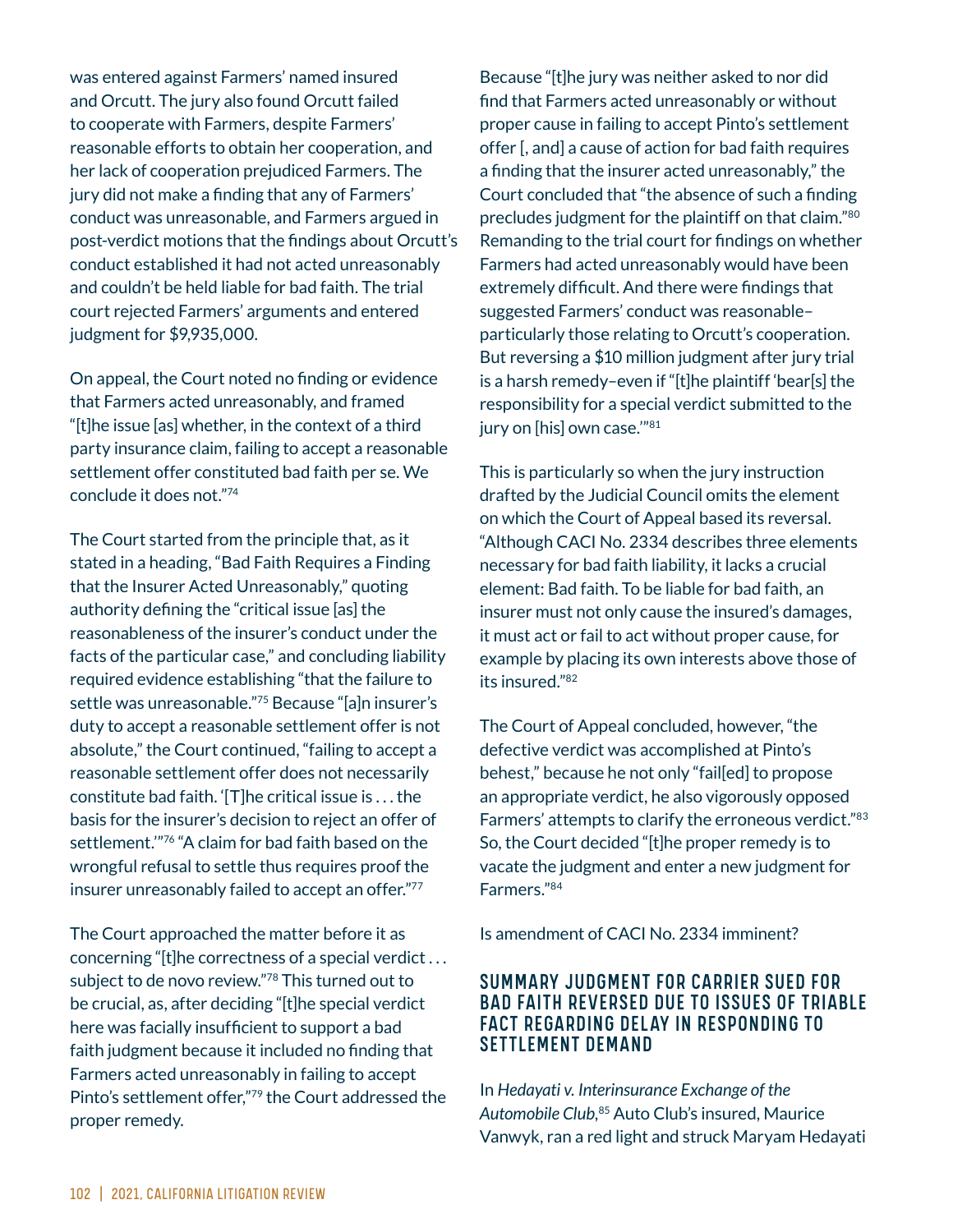was entered against Farmers' named insured and Orcutt. The jury also found Orcutt failed to cooperate with Farmers, despite Farmers' reasonable efforts to obtain her cooperation, and her lack of cooperation prejudiced Farmers. The jury did not make a finding that any of Farmers' conduct was unreasonable, and Farmers argued in post-verdict motions that the findings about Orcutt's conduct established it had not acted unreasonably and couldn't be held liable for bad faith. The trial court rejected Farmers' arguments and entered judgment for $9,935,000.

On appeal, the Court noted no finding or evidence that Farmers acted unreasonably, and framed "[t]he issue [as] whether, in the context of a third party insurance claim, failing to accept a reasonable settlement offer constituted bad faith per se. We conclude it does not."[74]

The Court started from the principle that, as it stated in a heading, "Bad Faith Requires a Finding that the Insurer Acted Unreasonably," quoting authority defining the "critical issue [as] the reasonableness of the insurer's conduct under the facts of the particular case," and concluding liability required evidence establishing "that the failure to settle was unreasonable."[75] Because "[a]n insurer's duty to accept a reasonable settlement offer is not absolute," the Court continued, "failing to accept a reasonable settlement offer does not necessarily constitute bad faith. '[T]he critical issue is . . . the basis for the insurer's decision to reject an offer of settlement.'"[76] "A claim for bad faith based on the wrongful refusal to settle thus requires proof the insurer unreasonably failed to accept an offer."[77]

The Court approached the matter before it as concerning "[t]he correctness of a special verdict . . . subject to de novo review."[78] This turned out to be crucial, as, after deciding "[t]he special verdict here was facially insufficient to support a bad faith judgment because it included no finding that Farmers acted unreasonably in failing to accept Pinto's settlement offer,"[79] the Court addressed the proper remedy.

Because "[t]he jury was neither asked to nor did find that Farmers acted unreasonably or without proper cause in failing to accept Pinto's settlement offer [, and] a cause of action for bad faith requires a finding that the insurer acted unreasonably," the Court concluded that "the absence of such a finding precludes judgment for the plaintiff on that claim."[80] Remanding to the trial court for findings on whether Farmers had acted unreasonably would have been extremely difficult. And there were findings that suggested Farmers' conduct was reasonable–particularly those relating to Orcutt's cooperation. But reversing a $10 million judgment after jury trial is a harsh remedy–even if "[t]he plaintiff 'bear[s] the responsibility for a special verdict submitted to the jury on [his] own case.'"[81]

This is particularly so when the jury instruction drafted by the Judicial Council omits the element on which the Court of Appeal based its reversal. "Although CACI No. 2334 describes three elements necessary for bad faith liability, it lacks a crucial element: Bad faith. To be liable for bad faith, an insurer must not only cause the insured's damages, it must act or fail to act without proper cause, for example by placing its own interests above those of its insured."[82]

The Court of Appeal concluded, however, "the defective verdict was accomplished at Pinto's behest," because he not only "fail[ed] to propose an appropriate verdict, he also vigorously opposed Farmers' attempts to clarify the erroneous verdict."[83] So, the Court decided "[t]he proper remedy is to vacate the judgment and enter a new judgment for Farmers."[84]

Is amendment of CACI No. 2334 imminent?

## SUMMARY JUDGMENT FOR CARRIER SUED FOR BAD FAITH REVERSED DUE TO ISSUES OF TRIABLE FACT REGARDING DELAY IN RESPONDING TO SETTLEMENT DEMAND

In *Hedayati v. Interinsurance Exchange of the Automobile Club*,[85] Auto Club's insured, Maurice Vanwyk, ran a red light and struck Maryam Hedayati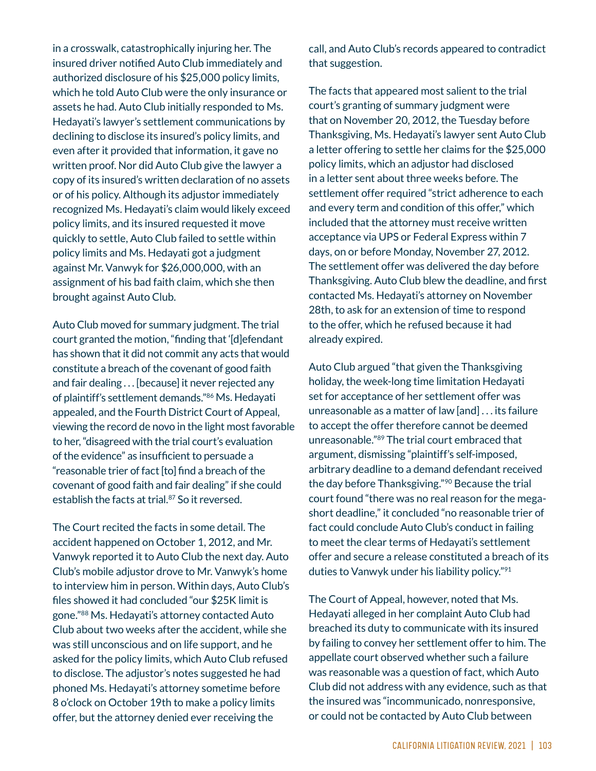in a crosswalk, catastrophically injuring her. The insured driver notified Auto Club immediately and authorized disclosure of his $25,000 policy limits, which he told Auto Club were the only insurance or assets he had. Auto Club initially responded to Ms. Hedayati's lawyer's settlement communications by declining to disclose its insured's policy limits, and even after it provided that information, it gave no written proof. Nor did Auto Club give the lawyer a copy of its insured's written declaration of no assets or of his policy. Although its adjustor immediately recognized Ms. Hedayati's claim would likely exceed policy limits, and its insured requested it move quickly to settle, Auto Club failed to settle within policy limits and Ms. Hedayati got a judgment against Mr. Vanwyk for $26,000,000, with an assignment of his bad faith claim, which she then brought against Auto Club.

Auto Club moved for summary judgment. The trial court granted the motion, "finding that '[d]efendant has shown that it did not commit any acts that would constitute a breach of the covenant of good faith and fair dealing . . . [because] it never rejected any of plaintiff's settlement demands."[86] Ms. Hedayati appealed, and the Fourth District Court of Appeal, viewing the record de novo in the light most favorable to her, "disagreed with the trial court's evaluation of the evidence" as insufficient to persuade a "reasonable trier of fact [to] find a breach of the covenant of good faith and fair dealing" if she could establish the facts at trial.[87] So it reversed.

The Court recited the facts in some detail. The accident happened on October 1, 2012, and Mr. Vanwyk reported it to Auto Club the next day. Auto Club's mobile adjustor drove to Mr. Vanwyk's home to interview him in person. Within days, Auto Club's files showed it had concluded "our $25K limit is gone."[88] Ms. Hedayati's attorney contacted Auto Club about two weeks after the accident, while she was still unconscious and on life support, and he asked for the policy limits, which Auto Club refused to disclose. The adjustor's notes suggested he had phoned Ms. Hedayati's attorney sometime before 8 o'clock on October 19th to make a policy limits offer, but the attorney denied ever receiving the call, and Auto Club's records appeared to contradict that suggestion.

The facts that appeared most salient to the trial court's granting of summary judgment were that on November 20, 2012, the Tuesday before Thanksgiving, Ms. Hedayati's lawyer sent Auto Club a letter offering to settle her claims for the $25,000 policy limits, which an adjustor had disclosed in a letter sent about three weeks before. The settlement offer required "strict adherence to each and every term and condition of this offer," which included that the attorney must receive written acceptance via UPS or Federal Express within 7 days, on or before Monday, November 27, 2012. The settlement offer was delivered the day before Thanksgiving. Auto Club blew the deadline, and first contacted Ms. Hedayati's attorney on November 28th, to ask for an extension of time to respond to the offer, which he refused because it had already expired.

Auto Club argued "that given the Thanksgiving holiday, the week-long time limitation Hedayati set for acceptance of her settlement offer was unreasonable as a matter of law [and] . . . its failure to accept the offer therefore cannot be deemed unreasonable."[89] The trial court embraced that argument, dismissing "plaintiff's self-imposed, arbitrary deadline to a demand defendant received the day before Thanksgiving."[90] Because the trial court found "there was no real reason for the mega-short deadline," it concluded "no reasonable trier of fact could conclude Auto Club's conduct in failing to meet the clear terms of Hedayati's settlement offer and secure a release constituted a breach of its duties to Vanwyk under his liability policy."[91]

The Court of Appeal, however, noted that Ms. Hedayati alleged in her complaint Auto Club had breached its duty to communicate with its insured by failing to convey her settlement offer to him. The appellate court observed whether such a failure was reasonable was a question of fact, which Auto Club did not address with any evidence, such as that the insured was "incommunicado, nonresponsive, or could not be contacted by Auto Club between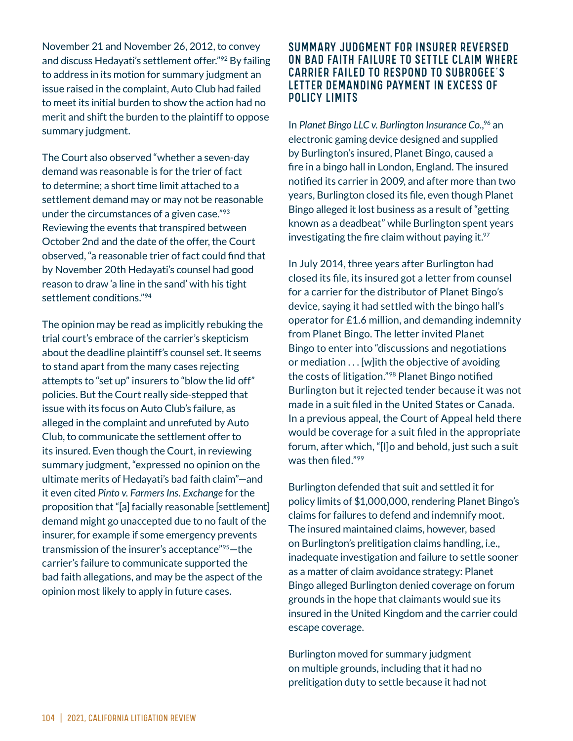November 21 and November 26, 2012, to convey and discuss Hedayati's settlement offer."[92] By failing to address in its motion for summary judgment an issue raised in the complaint, Auto Club had failed to meet its initial burden to show the action had no merit and shift the burden to the plaintiff to oppose summary judgment.

The Court also observed "whether a seven-day demand was reasonable is for the trier of fact to determine; a short time limit attached to a settlement demand may or may not be reasonable under the circumstances of a given case."[93] Reviewing the events that transpired between October 2nd and the date of the offer, the Court observed, "a reasonable trier of fact could find that by November 20th Hedayati's counsel had good reason to draw 'a line in the sand' with his tight settlement conditions."[94]

The opinion may be read as implicitly rebuking the trial court's embrace of the carrier's skepticism about the deadline plaintiff's counsel set. It seems to stand apart from the many cases rejecting attempts to "set up" insurers to "blow the lid off" policies. But the Court really side-stepped that issue with its focus on Auto Club's failure, as alleged in the complaint and unrefuted by Auto Club, to communicate the settlement offer to its insured. Even though the Court, in reviewing summary judgment, "expressed no opinion on the ultimate merits of Hedayati's bad faith claim"—and it even cited *Pinto v. Farmers Ins. Exchange* for the proposition that "[a] facially reasonable [settlement] demand might go unaccepted due to no fault of the insurer, for example if some emergency prevents transmission of the insurer's acceptance"[95]—the carrier's failure to communicate supported the bad faith allegations, and may be the aspect of the opinion most likely to apply in future cases.

## SUMMARY JUDGMENT FOR INSURER REVERSED ON BAD FAITH FAILURE TO SETTLE CLAIM WHERE CARRIER FAILED TO RESPOND TO SUBROGEE'S LETTER DEMANDING PAYMENT IN EXCESS OF POLICY LIMITS

In *Planet Bingo LLC v. Burlington Insurance Co.*,[96] an electronic gaming device designed and supplied by Burlington's insured, Planet Bingo, caused a fire in a bingo hall in London, England. The insured notified its carrier in 2009, and after more than two years, Burlington closed its file, even though Planet Bingo alleged it lost business as a result of "getting known as a deadbeat" while Burlington spent years investigating the fire claim without paying it.[97]

In July 2014, three years after Burlington had closed its file, its insured got a letter from counsel for a carrier for the distributor of Planet Bingo's device, saying it had settled with the bingo hall's operator for £1.6 million, and demanding indemnity from Planet Bingo. The letter invited Planet Bingo to enter into "discussions and negotiations or mediation . . . [w]ith the objective of avoiding the costs of litigation."[98] Planet Bingo notified Burlington but it rejected tender because it was not made in a suit filed in the United States or Canada. In a previous appeal, the Court of Appeal held there would be coverage for a suit filed in the appropriate forum, after which, "[l]o and behold, just such a suit was then filed."[99]

Burlington defended that suit and settled it for policy limits of $1,000,000, rendering Planet Bingo's claims for failures to defend and indemnify moot. The insured maintained claims, however, based on Burlington's prelitigation claims handling, i.e., inadequate investigation and failure to settle sooner as a matter of claim avoidance strategy: Planet Bingo alleged Burlington denied coverage on forum grounds in the hope that claimants would sue its insured in the United Kingdom and the carrier could escape coverage.

Burlington moved for summary judgment on multiple grounds, including that it had no prelitigation duty to settle because it had not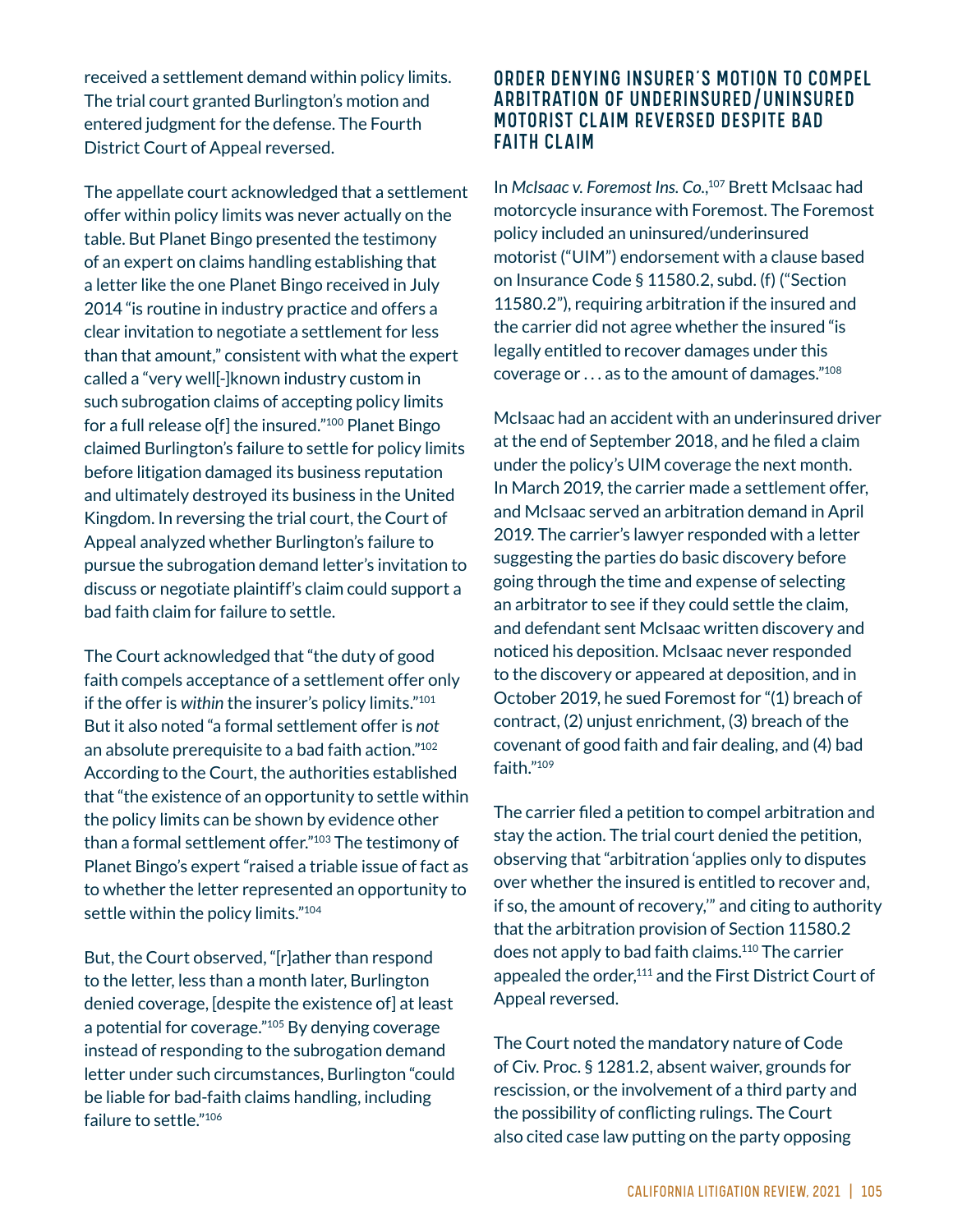received a settlement demand within policy limits. The trial court granted Burlington's motion and entered judgment for the defense. The Fourth District Court of Appeal reversed.

The appellate court acknowledged that a settlement offer within policy limits was never actually on the table. But Planet Bingo presented the testimony of an expert on claims handling establishing that a letter like the one Planet Bingo received in July 2014 "is routine in industry practice and offers a clear invitation to negotiate a settlement for less than that amount," consistent with what the expert called a "very well[-]known industry custom in such subrogation claims of accepting policy limits for a full release o[f] the insured."[100] Planet Bingo claimed Burlington's failure to settle for policy limits before litigation damaged its business reputation and ultimately destroyed its business in the United Kingdom. In reversing the trial court, the Court of Appeal analyzed whether Burlington's failure to pursue the subrogation demand letter's invitation to discuss or negotiate plaintiff's claim could support a bad faith claim for failure to settle.

The Court acknowledged that "the duty of good faith compels acceptance of a settlement offer only if the offer is *within* the insurer's policy limits."[101] But it also noted "a formal settlement offer is *not* an absolute prerequisite to a bad faith action."[102] According to the Court, the authorities established that "the existence of an opportunity to settle within the policy limits can be shown by evidence other than a formal settlement offer."[103] The testimony of Planet Bingo's expert "raised a triable issue of fact as to whether the letter represented an opportunity to settle within the policy limits."[104]

But, the Court observed, "[r]ather than respond to the letter, less than a month later, Burlington denied coverage, [despite the existence of] at least a potential for coverage."[105] By denying coverage instead of responding to the subrogation demand letter under such circumstances, Burlington "could be liable for bad-faith claims handling, including failure to settle."[106]

## ORDER DENYING INSURER'S MOTION TO COMPEL ARBITRATION OF UNDERINSURED/UNINSURED MOTORIST CLAIM REVERSED DESPITE BAD FAITH CLAIM

In *McIsaac v. Foremost Ins. Co.*,[107] Brett McIsaac had motorcycle insurance with Foremost. The Foremost policy included an uninsured/underinsured motorist ("UIM") endorsement with a clause based on Insurance Code § 11580.2, subd. (f) ("Section 11580.2"), requiring arbitration if the insured and the carrier did not agree whether the insured "is legally entitled to recover damages under this coverage or . . . as to the amount of damages."[108]

McIsaac had an accident with an underinsured driver at the end of September 2018, and he filed a claim under the policy's UIM coverage the next month. In March 2019, the carrier made a settlement offer, and McIsaac served an arbitration demand in April 2019. The carrier's lawyer responded with a letter suggesting the parties do basic discovery before going through the time and expense of selecting an arbitrator to see if they could settle the claim, and defendant sent McIsaac written discovery and noticed his deposition. McIsaac never responded to the discovery or appeared at deposition, and in October 2019, he sued Foremost for "(1) breach of contract, (2) unjust enrichment, (3) breach of the covenant of good faith and fair dealing, and (4) bad faith."[109]

The carrier filed a petition to compel arbitration and stay the action. The trial court denied the petition, observing that "arbitration 'applies only to disputes over whether the insured is entitled to recover and, if so, the amount of recovery,'" and citing to authority that the arbitration provision of Section 11580.2 does not apply to bad faith claims.[110] The carrier appealed the order,[111] and the First District Court of Appeal reversed.

The Court noted the mandatory nature of Code of Civ. Proc. § 1281.2, absent waiver, grounds for rescission, or the involvement of a third party and the possibility of conflicting rulings. The Court also cited case law putting on the party opposing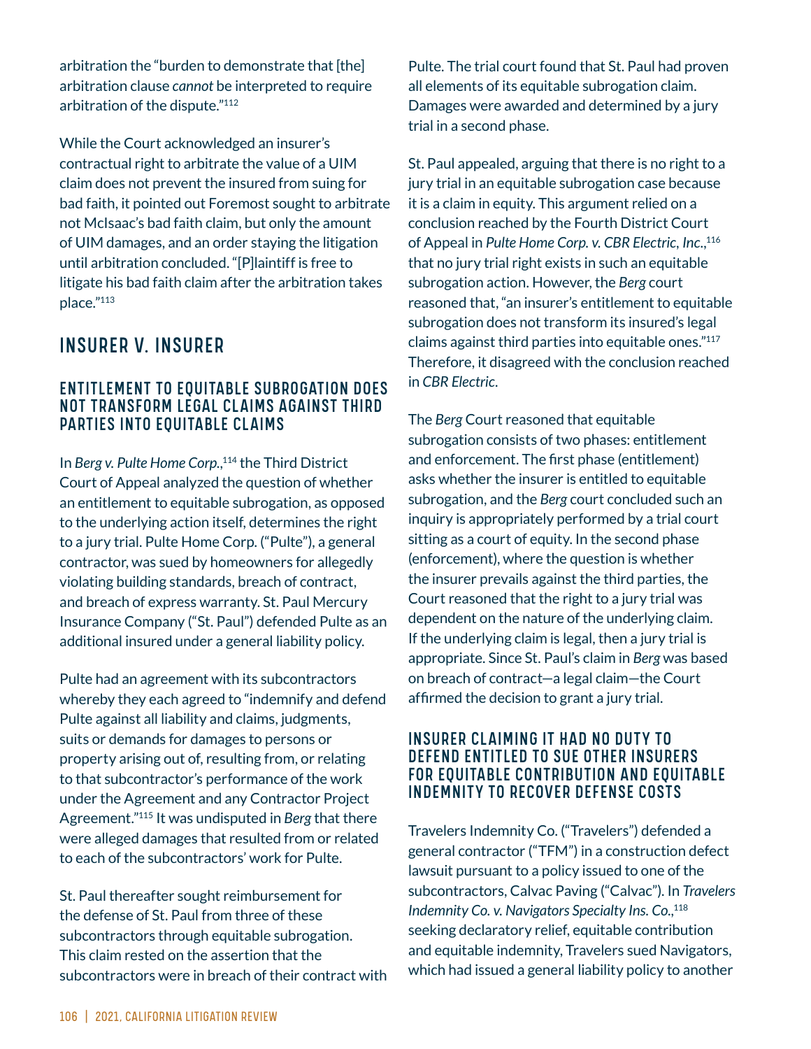arbitration the "burden to demonstrate that [the] arbitration clause *cannot* be interpreted to require arbitration of the dispute."[112]

While the Court acknowledged an insurer's contractual right to arbitrate the value of a UIM claim does not prevent the insured from suing for bad faith, it pointed out Foremost sought to arbitrate not McIsaac's bad faith claim, but only the amount of UIM damages, and an order staying the litigation until arbitration concluded. "[P]laintiff is free to litigate his bad faith claim after the arbitration takes place."[113]

## INSURER V. INSURER

### ENTITLEMENT TO EQUITABLE SUBROGATION DOES NOT TRANSFORM LEGAL CLAIMS AGAINST THIRD PARTIES INTO EQUITABLE CLAIMS

In *Berg v. Pulte Home Corp.*,[114] the Third District Court of Appeal analyzed the question of whether an entitlement to equitable subrogation, as opposed to the underlying action itself, determines the right to a jury trial. Pulte Home Corp. ("Pulte"), a general contractor, was sued by homeowners for allegedly violating building standards, breach of contract, and breach of express warranty. St. Paul Mercury Insurance Company ("St. Paul") defended Pulte as an additional insured under a general liability policy.

Pulte had an agreement with its subcontractors whereby they each agreed to "indemnify and defend Pulte against all liability and claims, judgments, suits or demands for damages to persons or property arising out of, resulting from, or relating to that subcontractor's performance of the work under the Agreement and any Contractor Project Agreement."[115] It was undisputed in *Berg* that there were alleged damages that resulted from or related to each of the subcontractors' work for Pulte.

St. Paul thereafter sought reimbursement for the defense of St. Paul from three of these subcontractors through equitable subrogation. This claim rested on the assertion that the subcontractors were in breach of their contract with Pulte. The trial court found that St. Paul had proven all elements of its equitable subrogation claim. Damages were awarded and determined by a jury trial in a second phase.

St. Paul appealed, arguing that there is no right to a jury trial in an equitable subrogation case because it is a claim in equity. This argument relied on a conclusion reached by the Fourth District Court of Appeal in *Pulte Home Corp. v. CBR Electric, Inc.*,[116] that no jury trial right exists in such an equitable subrogation action. However, the *Berg* court reasoned that, "an insurer's entitlement to equitable subrogation does not transform its insured's legal claims against third parties into equitable ones."[117] Therefore, it disagreed with the conclusion reached in *CBR Electric*.

The *Berg* Court reasoned that equitable subrogation consists of two phases: entitlement and enforcement. The first phase (entitlement) asks whether the insurer is entitled to equitable subrogation, and the *Berg* court concluded such an inquiry is appropriately performed by a trial court sitting as a court of equity. In the second phase (enforcement), where the question is whether the insurer prevails against the third parties, the Court reasoned that the right to a jury trial was dependent on the nature of the underlying claim. If the underlying claim is legal, then a jury trial is appropriate. Since St. Paul's claim in *Berg* was based on breach of contract—a legal claim—the Court affirmed the decision to grant a jury trial.

### INSURER CLAIMING IT HAD NO DUTY TO DEFEND ENTITLED TO SUE OTHER INSURERS FOR EQUITABLE CONTRIBUTION AND EQUITABLE INDEMNITY TO RECOVER DEFENSE COSTS

Travelers Indemnity Co. ("Travelers") defended a general contractor ("TFM") in a construction defect lawsuit pursuant to a policy issued to one of the subcontractors, Calvac Paving ("Calvac"). In *Travelers Indemnity Co. v. Navigators Specialty Ins. Co.*,[118] seeking declaratory relief, equitable contribution and equitable indemnity, Travelers sued Navigators, which had issued a general liability policy to another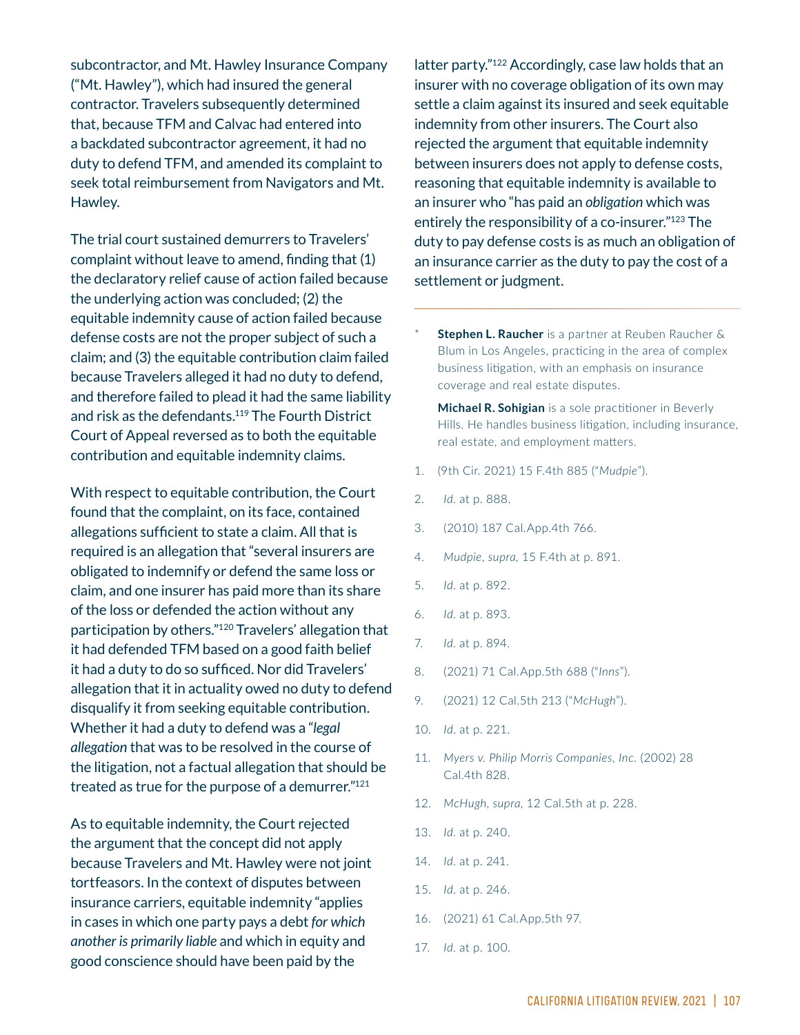subcontractor, and Mt. Hawley Insurance Company ("Mt. Hawley"), which had insured the general contractor. Travelers subsequently determined that, because TFM and Calvac had entered into a backdated subcontractor agreement, it had no duty to defend TFM, and amended its complaint to seek total reimbursement from Navigators and Mt. Hawley.

The trial court sustained demurrers to Travelers' complaint without leave to amend, finding that (1) the declaratory relief cause of action failed because the underlying action was concluded; (2) the equitable indemnity cause of action failed because defense costs are not the proper subject of such a claim; and (3) the equitable contribution claim failed because Travelers alleged it had no duty to defend, and therefore failed to plead it had the same liability and risk as the defendants.[119] The Fourth District Court of Appeal reversed as to both the equitable contribution and equitable indemnity claims.

With respect to equitable contribution, the Court found that the complaint, on its face, contained allegations sufficient to state a claim. All that is required is an allegation that "several insurers are obligated to indemnify or defend the same loss or claim, and one insurer has paid more than its share of the loss or defended the action without any participation by others."[120] Travelers' allegation that it had defended TFM based on a good faith belief it had a duty to do so sufficed. Nor did Travelers' allegation that it in actuality owed no duty to defend disqualify it from seeking equitable contribution. Whether it had a duty to defend was a "*legal allegation* that was to be resolved in the course of the litigation, not a factual allegation that should be treated as true for the purpose of a demurrer."[121]

As to equitable indemnity, the Court rejected the argument that the concept did not apply because Travelers and Mt. Hawley were not joint tortfeasors. In the context of disputes between insurance carriers, equitable indemnity "applies in cases in which one party pays a debt *for which another is primarily liable* and which in equity and good conscience should have been paid by the latter party."[122] Accordingly, case law holds that an insurer with no coverage obligation of its own may settle a claim against its insured and seek equitable indemnity from other insurers. The Court also rejected the argument that equitable indemnity between insurers does not apply to defense costs, reasoning that equitable indemnity is available to an insurer who "has paid an *obligation* which was entirely the responsibility of a co-insurer."[123] The duty to pay defense costs is as much an obligation of an insurance carrier as the duty to pay the cost of a settlement or judgment.

---

\* **Stephen L. Raucher** is a partner at Reuben Raucher & Blum in Los Angeles, practicing in the area of complex business litigation, with an emphasis on insurance coverage and real estate disputes.

**Michael R. Sohigian** is a sole practitioner in Beverly Hills. He handles business litigation, including insurance, real estate, and employment matters.

1. (9th Cir. 2021) 15 F.4th 885 ("*Mudpie*").
2. *Id*. at p. 888.
3. (2010) 187 Cal.App.4th 766.
4. *Mudpie*, *supra*, 15 F.4th at p. 891.
5. *Id*. at p. 892.
6. *Id*. at p. 893.
7. *Id*. at p. 894.
8. (2021) 71 Cal.App.5th 688 ("*Inns*").
9. (2021) 12 Cal.5th 213 ("*McHugh*").
10. *Id*. at p. 221.
11. *Myers v. Philip Morris Companies, Inc*. (2002) 28 Cal.4th 828.
12. *McHugh*, *supra*, 12 Cal.5th at p. 228.
13. *Id*. at p. 240.
14. *Id*. at p. 241.
15. *Id*. at p. 246.
16. (2021) 61 Cal.App.5th 97.
17. *Id*. at p. 100.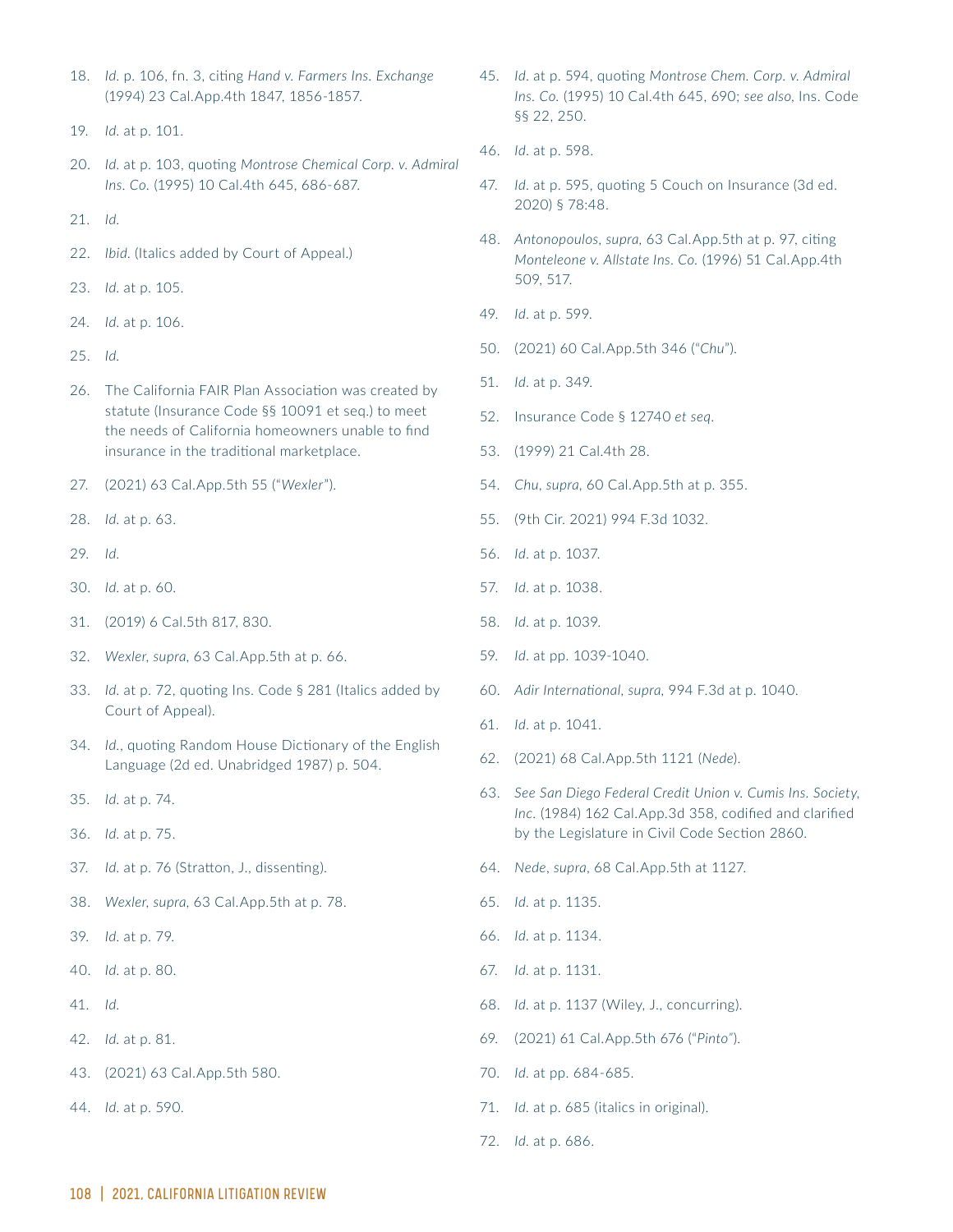18. *Id.* p. 106, fn. 3, citing *Hand v. Farmers Ins. Exchange* (1994) 23 Cal.App.4th 1847, 1856-1857.
19. *Id.* at p. 101.
20. *Id.* at p. 103, quoting *Montrose Chemical Corp. v. Admiral Ins. Co.* (1995) 10 Cal.4th 645, 686-687.
21. *Id.*
22. *Ibid.* (Italics added by Court of Appeal.)
23. *Id.* at p. 105.
24. *Id.* at p. 106.
25. *Id.*
26. The California FAIR Plan Association was created by statute (Insurance Code §§ 10091 et seq.) to meet the needs of California homeowners unable to find insurance in the traditional marketplace.
27. (2021) 63 Cal.App.5th 55 ("*Wexler*").
28. *Id.* at p. 63.
29. *Id.*
30. *Id.* at p. 60.
31. (2019) 6 Cal.5th 817, 830.
32. *Wexler*, *supra*, 63 Cal.App.5th at p. 66.
33. *Id.* at p. 72, quoting Ins. Code § 281 (Italics added by Court of Appeal).
34. *Id.*, quoting Random House Dictionary of the English Language (2d ed. Unabridged 1987) p. 504.
35. *Id.* at p. 74.
36. *Id.* at p. 75.
37. *Id.* at p. 76 (Stratton, J., dissenting).
38. *Wexler*, *supra*, 63 Cal.App.5th at p. 78.
39. *Id.* at p. 79.
40. *Id.* at p. 80.
41. *Id.*
42. *Id.* at p. 81.
43. (2021) 63 Cal.App.5th 580.
44. *Id.* at p. 590.
45. *Id.* at p. 594, quoting *Montrose Chem. Corp. v. Admiral Ins. Co.* (1995) 10 Cal.4th 645, 690; *see also*, Ins. Code §§ 22, 250.
46. *Id.* at p. 598.
47. *Id.* at p. 595, quoting 5 Couch on Insurance (3d ed. 2020) § 78:48.
48. *Antonopoulos*, *supra*, 63 Cal.App.5th at p. 97, citing *Monteleone v. Allstate Ins. Co.* (1996) 51 Cal.App.4th 509, 517.
49. *Id.* at p. 599.
50. (2021) 60 Cal.App.5th 346 ("*Chu*").
51. *Id.* at p. 349.
52. Insurance Code § 12740 *et seq.*
53. (1999) 21 Cal.4th 28.
54. *Chu*, *supra*, 60 Cal.App.5th at p. 355.
55. (9th Cir. 2021) 994 F.3d 1032.
56. *Id.* at p. 1037.
57. *Id.* at p. 1038.
58. *Id.* at p. 1039.
59. *Id.* at pp. 1039-1040.
60. *Adir International*, *supra*, 994 F.3d at p. 1040.
61. *Id.* at p. 1041.
62. (2021) 68 Cal.App.5th 1121 (*Nede*).
63. *See San Diego Federal Credit Union v. Cumis Ins. Society, Inc.* (1984) 162 Cal.App.3d 358, codified and clarified by the Legislature in Civil Code Section 2860.
64. *Nede*, *supra*, 68 Cal.App.5th at 1127.
65. *Id.* at p. 1135.
66. *Id.* at p. 1134.
67. *Id.* at p. 1131.
68. *Id.* at p. 1137 (Wiley, J., concurring).
69. (2021) 61 Cal.App.5th 676 ("*Pinto*").
70. *Id.* at pp. 684-685.
71. *Id.* at p. 685 (italics in original).
72. *Id.* at p. 686.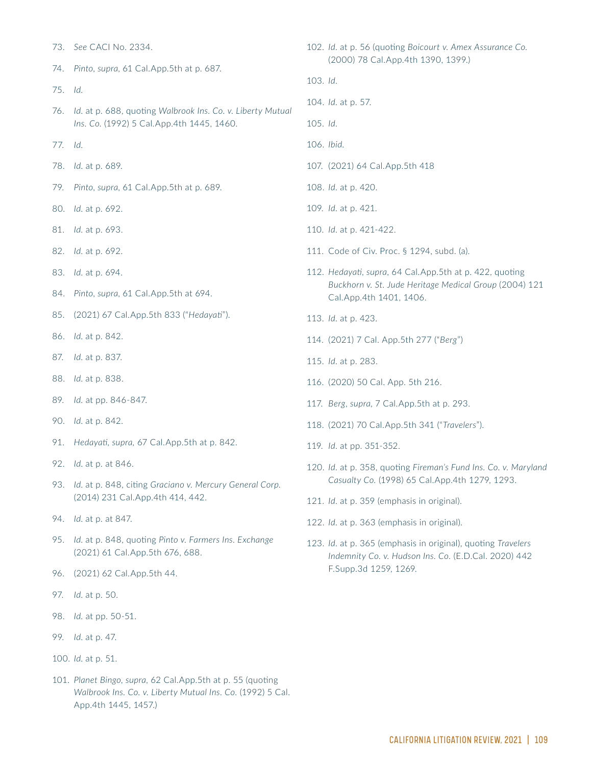73. *See* CACI No. 2334.

74. *Pinto*, *supra*, 61 Cal.App.5th at p. 687.

75. *Id.*

76. *Id.* at p. 688, quoting *Walbrook Ins. Co. v. Liberty Mutual Ins. Co.* (1992) 5 Cal.App.4th 1445, 1460.

77. *Id.*

78. *Id.* at p. 689.

79. *Pinto*, *supra*, 61 Cal.App.5th at p. 689.

80. *Id.* at p. 692.

81. *Id.* at p. 693.

82. *Id.* at p. 692.

83. *Id.* at p. 694.

84. *Pinto*, *supra*, 61 Cal.App.5th at 694.

85. (2021) 67 Cal.App.5th 833 ("*Hedayati*").

86. *Id.* at p. 842.

87. *Id.* at p. 837.

88. *Id.* at p. 838.

89. *Id.* at pp. 846-847.

90. *Id.* at p. 842.

91. *Hedayati*, *supra*, 67 Cal.App.5th at p. 842.

92. *Id.* at p. at 846.

93. *Id.* at p. 848, citing *Graciano v. Mercury General Corp.* (2014) 231 Cal.App.4th 414, 442.

94. *Id.* at p. at 847.

95. *Id.* at p. 848, quoting *Pinto v. Farmers Ins. Exchange* (2021) 61 Cal.App.5th 676, 688.

96. (2021) 62 Cal.App.5th 44.

97. *Id.* at p. 50.

98. *Id.* at pp. 50-51.

99. *Id.* at p. 47.

100. *Id.* at p. 51.

101. *Planet Bingo*, *supra*, 62 Cal.App.5th at p. 55 (quoting *Walbrook Ins. Co. v. Liberty Mutual Ins. Co.* (1992) 5 Cal. App.4th 1445, 1457.)

102. *Id*. at p. 56 (quoting *Boicourt v. Amex Assurance Co.* (2000) 78 Cal.App.4th 1390, 1399.)

103. *Id*.

104. *Id*. at p. 57.

105. *Id*.

106. *Ibid*.

107. (2021) 64 Cal.App.5th 418

108. *Id*. at p. 420.

109. *Id*. at p. 421.

110. *Id*. at p. 421-422.

111. Code of Civ. Proc. § 1294, subd. (a).

112. *Hedayati*, *supra*, 64 Cal.App.5th at p. 422, quoting *Buckhorn v. St. Jude Heritage Medical Group* (2004) 121 Cal.App.4th 1401, 1406.

113. *Id*. at p. 423.

114. (2021) 7 Cal. App.5th 277 ("*Berg*")

115. *Id*. at p. 283.

116. (2020) 50 Cal. App. 5th 216.

117. *Berg*, *supra*, 7 Cal.App.5th at p. 293.

118. (2021) 70 Cal.App.5th 341 ("*Travelers*").

119. *Id*. at pp. 351-352.

120. *Id*. at p. 358, quoting *Fireman's Fund Ins. Co. v. Maryland Casualty Co.* (1998) 65 Cal.App.4th 1279, 1293.

121. *Id*. at p. 359 (emphasis in original).

122. *Id*. at p. 363 (emphasis in original).

123. *Id*. at p. 365 (emphasis in original), quoting *Travelers Indemnity Co. v. Hudson Ins. Co.* (E.D.Cal. 2020) 442 F.Supp.3d 1259, 1269.